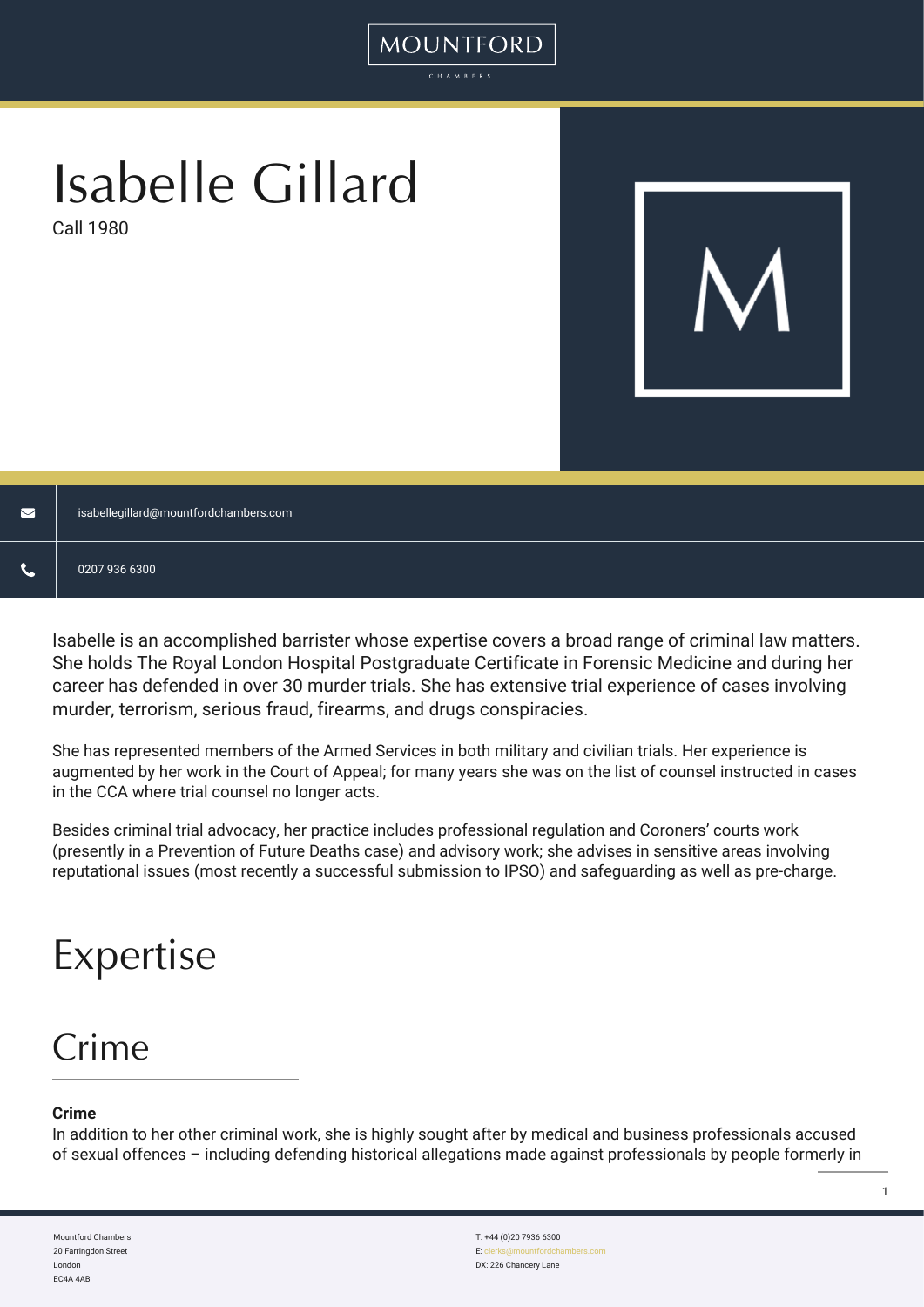# Isabelle Gillard

Call 1980

isabellegillard@mountfordchambers.com

0207 936 6300

Isabelle is an accomplished barrister whose expertise covers a broad range of criminal law matters. She holds The Royal London Hospital Postgraduate Certificate in Forensic Medicine and during her career has defended in over 30 murder trials. She has extensive trial experience of cases involving murder, terrorism, serious fraud, firearms, and drugs conspiracies.

She has represented members of the Armed Services in both military and civilian trials. Her experience is augmented by her work in the Court of Appeal; for many years she was on the list of counsel instructed in cases in the CCA where trial counsel no longer acts.

Besides criminal trial advocacy, her practice includes professional regulation and Coroners' courts work (presently in a Prevention of Future Deaths case) and advisory work; she advises in sensitive areas involving reputational issues (most recently a successful submission to IPSO) and safeguarding as well as pre-charge.

# Expertise

## Crime

**Crime**

In addition to her other criminal work, she is highly sought after by medical and business professionals accused of sexual offences – including defending historical allegations made against professionals by people formerly in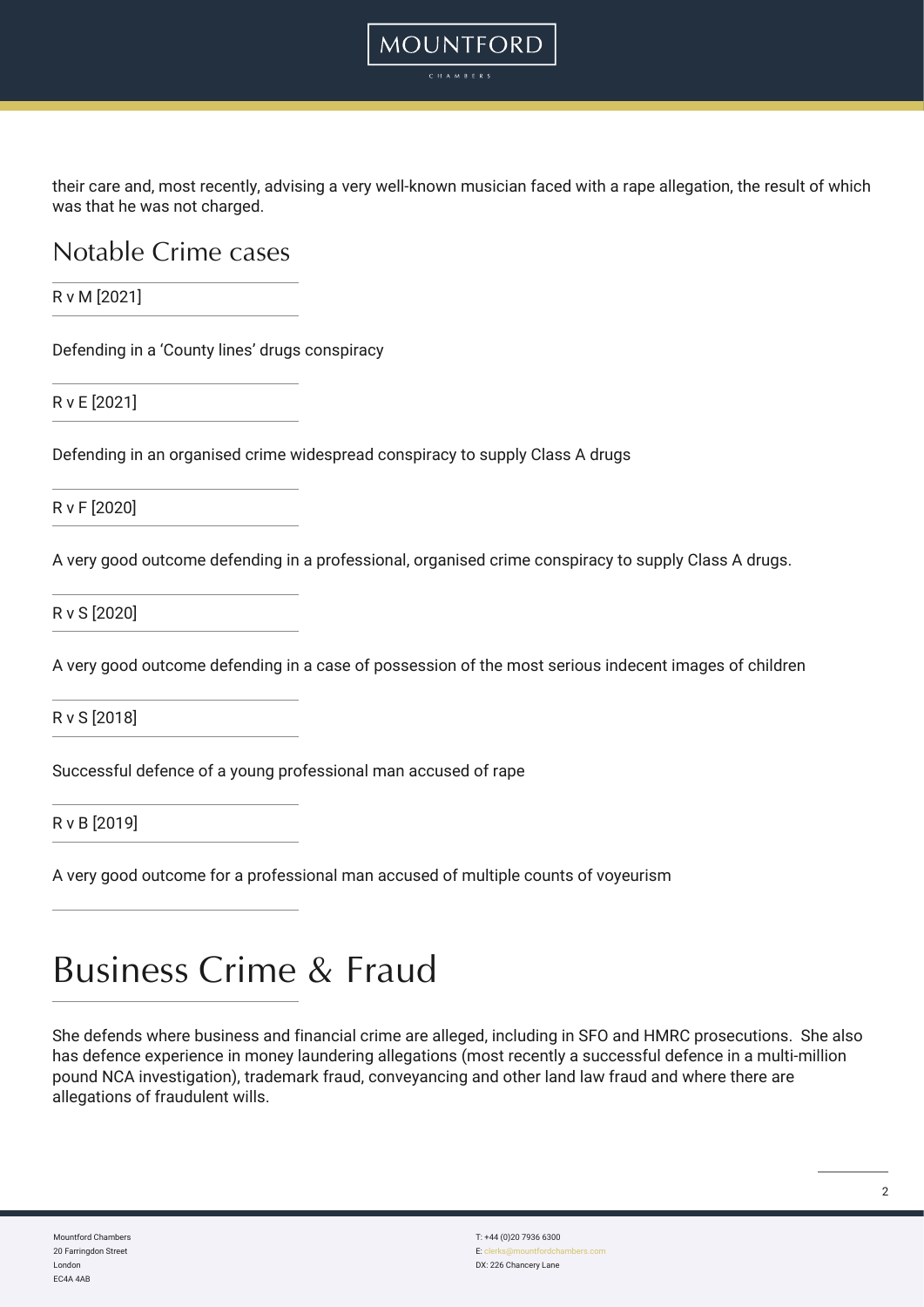their care and, most recently, advising a very well-known musician faced with a rape allegation, the result of which was that he was not charged.

## Notable Crime cases

R v M [2021]

Defending in a 'County lines' drugs conspiracy

R v E [2021]

Defending in an organised crime widespread conspiracy to supply Class A drugs

R v F [2020]

A very good outcome defending in a professional, organised crime conspiracy to supply Class A drugs.

R v S [2020]

A very good outcome defending in a case of possession of the most serious indecent images of children

R v S [2018]

Successful defence of a young professional man accused of rape

R v B [2019]

A very good outcome for a professional man accused of multiple counts of voyeurism

# Business Crime & Fraud

She defends where business and financial crime are alleged, including in SFO and HMRC prosecutions. She also has defence experience in money laundering allegations (most recently a successful defence in a multi-million pound NCA investigation), trademark fraud, conveyancing and other land law fraud and where there are allegations of fraudulent wills.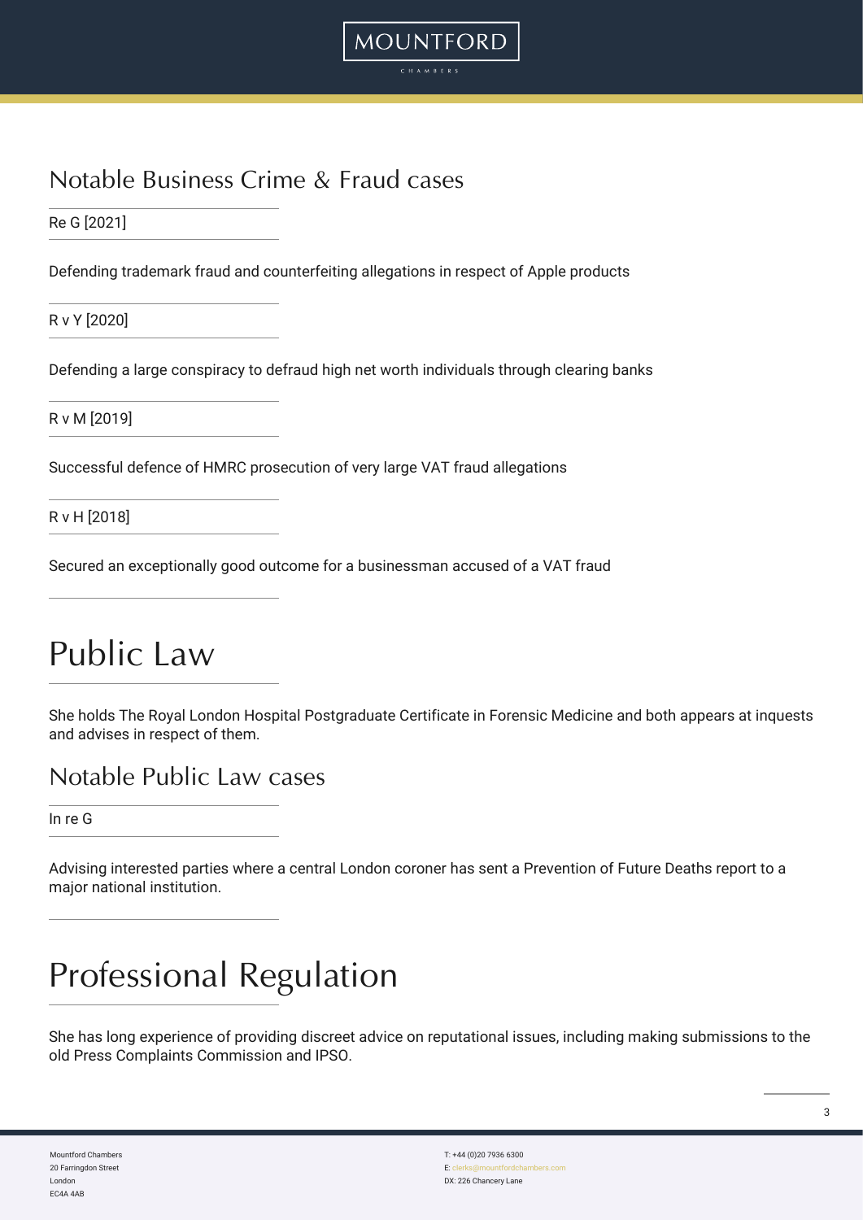## Notable Business Crime & Fraud cases

Re G [2021]

Defending trademark fraud and counterfeiting allegations in respect of Apple products

R v Y [2020]

Defending a large conspiracy to defraud high net worth individuals through clearing banks

R v M [2019]

Successful defence of HMRC prosecution of very large VAT fraud allegations

R v H [2018]

Secured an exceptionally good outcome for a businessman accused of a VAT fraud

# Public Law

She holds The Royal London Hospital Postgraduate Certificate in Forensic Medicine and both appears at inquests and advises in respect of them.

## Notable Public Law cases

In re G

Advising interested parties where a central London coroner has sent a Prevention of Future Deaths report to a major national institution.

# Professional Regulation

She has long experience of providing discreet advice on reputational issues, including making submissions to the old Press Complaints Commission and IPSO.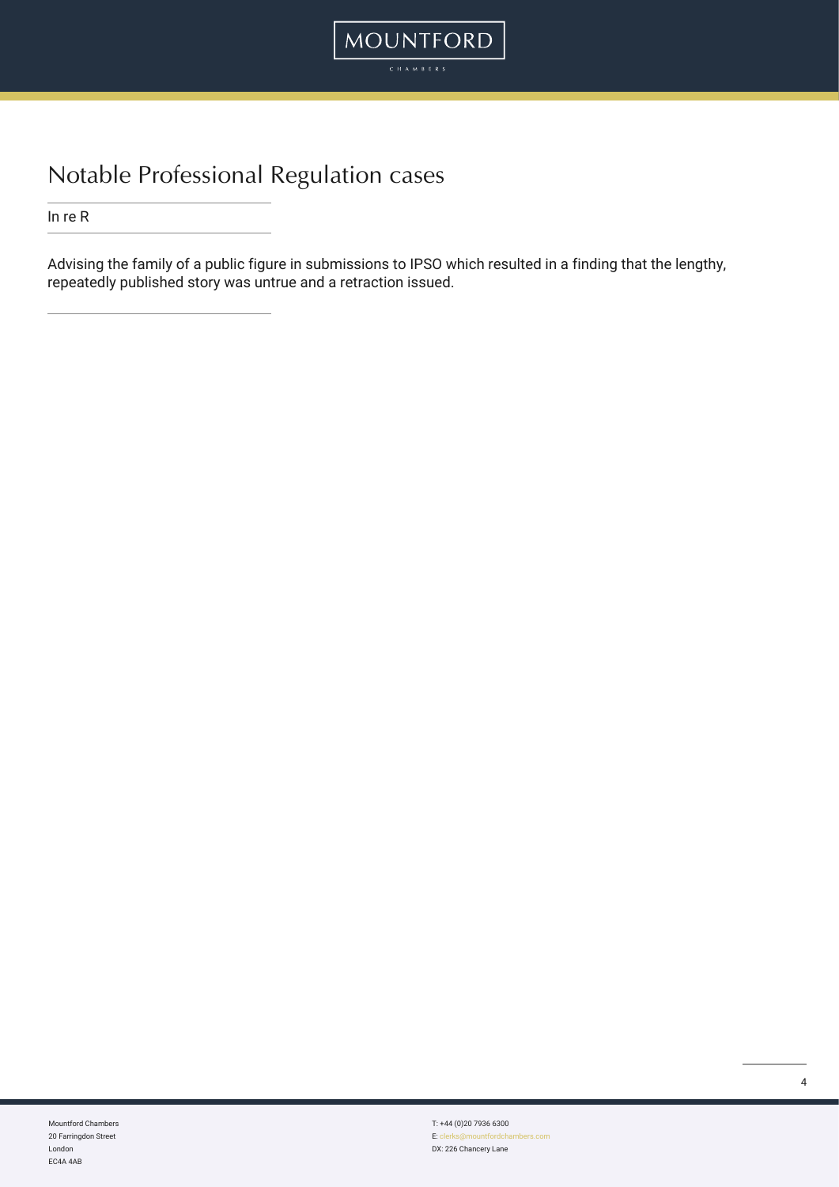# Notable Professional Regulation cases

## In re R

Advising the family of a public figure in submissions to IPSO which resulted in a finding that the lengthy, repeatedly published story was untrue and a retraction issued.